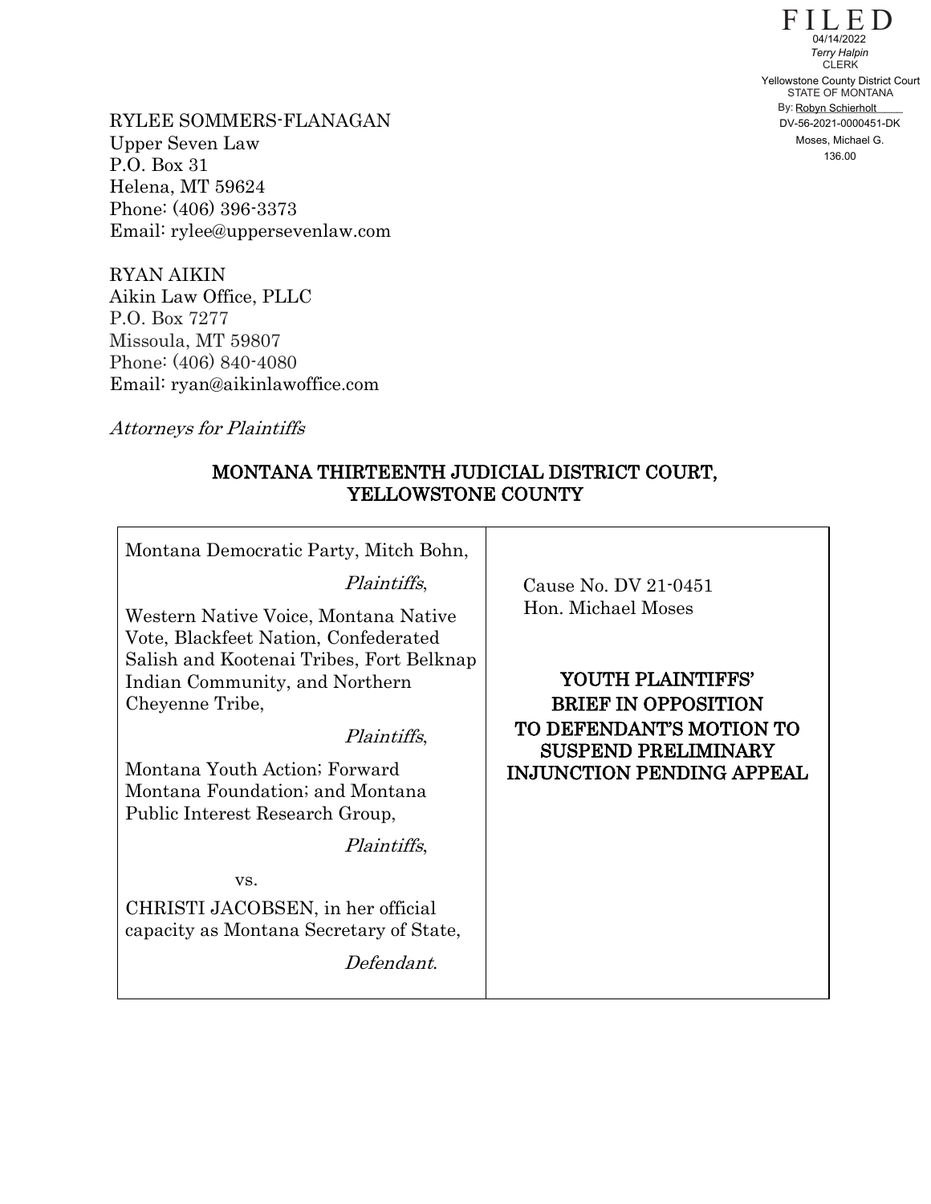FILED
04/14/2022
*Terry Halpin*
CLERK
Yellowstone County District Court
STATE OF MONTANA
By: Robyn Schierholt
DV-56-2021-0000451-DK
Moses, Michael G.
136.00

RYLEE SOMMERS-FLANAGAN
Upper Seven Law
P.O. Box 31
Helena, MT 59624
Phone: (406) 396-3373
Email: rylee@uppersevenlaw.com

RYAN AIKIN
Aikin Law Office, PLLC
P.O. Box 7277
Missoula, MT 59807
Phone: (406) 840-4080
Email: ryan@aikinlawoffice.com

*Attorneys for Plaintiffs*

## MONTANA THIRTEENTH JUDICIAL DISTRICT COURT, YELLOWSTONE COUNTY

| | |
|---|---|
| Montana Democratic Party, Mitch Bohn,<br><br>*Plaintiffs*,<br><br>Western Native Voice, Montana Native Vote, Blackfeet Nation, Confederated Salish and Kootenai Tribes, Fort Belknap Indian Community, and Northern Cheyenne Tribe,<br><br>*Plaintiffs*,<br><br>Montana Youth Action; Forward Montana Foundation; and Montana Public Interest Research Group,<br><br>*Plaintiffs*,<br><br>vs.<br><br>CHRISTI JACOBSEN, in her official capacity as Montana Secretary of State,<br><br>*Defendant*. | Cause No. DV 21-0451<br>Hon. Michael Moses<br><br>**YOUTH PLAINTIFFS' BRIEF IN OPPOSITION TO DEFENDANT'S MOTION TO SUSPEND PRELIMINARY INJUNCTION PENDING APPEAL** |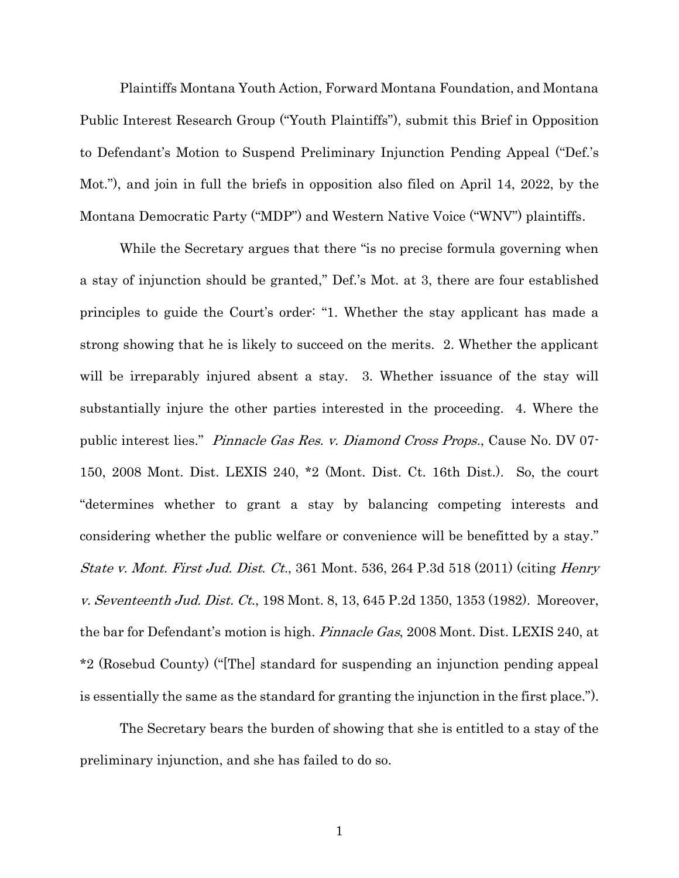Plaintiffs Montana Youth Action, Forward Montana Foundation, and Montana Public Interest Research Group ("Youth Plaintiffs"), submit this Brief in Opposition to Defendant's Motion to Suspend Preliminary Injunction Pending Appeal ("Def.'s Mot."), and join in full the briefs in opposition also filed on April 14, 2022, by the Montana Democratic Party ("MDP") and Western Native Voice ("WNV") plaintiffs.

While the Secretary argues that there "is no precise formula governing when a stay of injunction should be granted," Def.'s Mot. at 3, there are four established principles to guide the Court's order: "1. Whether the stay applicant has made a strong showing that he is likely to succeed on the merits. 2. Whether the applicant will be irreparably injured absent a stay. 3. Whether issuance of the stay will substantially injure the other parties interested in the proceeding. 4. Where the public interest lies." *Pinnacle Gas Res. v. Diamond Cross Props.*, Cause No. DV 07-150, 2008 Mont. Dist. LEXIS 240, *2 (Mont. Dist. Ct. 16th Dist.). So, the court "determines whether to grant a stay by balancing competing interests and considering whether the public welfare or convenience will be benefitted by a stay." *State v. Mont. First Jud. Dist. Ct.*, 361 Mont. 536, 264 P.3d 518 (2011) (citing *Henry v. Seventeenth Jud. Dist. Ct.*, 198 Mont. 8, 13, 645 P.2d 1350, 1353 (1982). Moreover, the bar for Defendant's motion is high. *Pinnacle Gas*, 2008 Mont. Dist. LEXIS 240, at *2 (Rosebud County) ("[The] standard for suspending an injunction pending appeal is essentially the same as the standard for granting the injunction in the first place.").

The Secretary bears the burden of showing that she is entitled to a stay of the preliminary injunction, and she has failed to do so.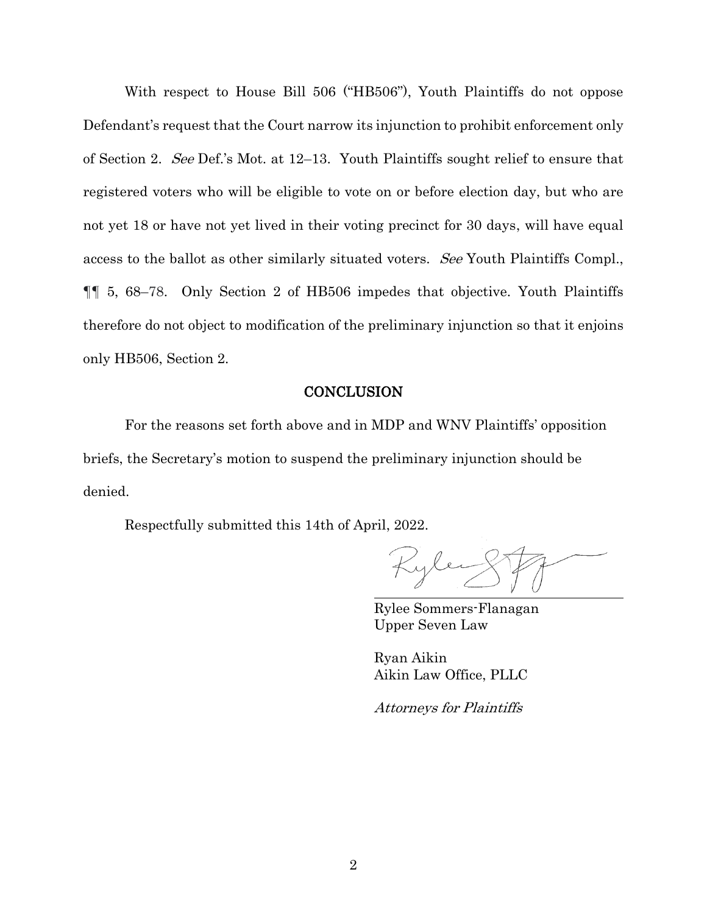With respect to House Bill 506 ("HB506"), Youth Plaintiffs do not oppose Defendant's request that the Court narrow its injunction to prohibit enforcement only of Section 2. *See* Def.'s Mot. at 12–13. Youth Plaintiffs sought relief to ensure that registered voters who will be eligible to vote on or before election day, but who are not yet 18 or have not yet lived in their voting precinct for 30 days, will have equal access to the ballot as other similarly situated voters. *See* Youth Plaintiffs Compl., ¶¶ 5, 68–78. Only Section 2 of HB506 impedes that objective. Youth Plaintiffs therefore do not object to modification of the preliminary injunction so that it enjoins only HB506, Section 2.

## CONCLUSION

For the reasons set forth above and in MDP and WNV Plaintiffs' opposition briefs, the Secretary's motion to suspend the preliminary injunction should be denied.

Respectfully submitted this 14th of April, 2022.

Rylee Sommers-Flanagan
Upper Seven Law

Ryan Aikin
Aikin Law Office, PLLC

*Attorneys for Plaintiffs*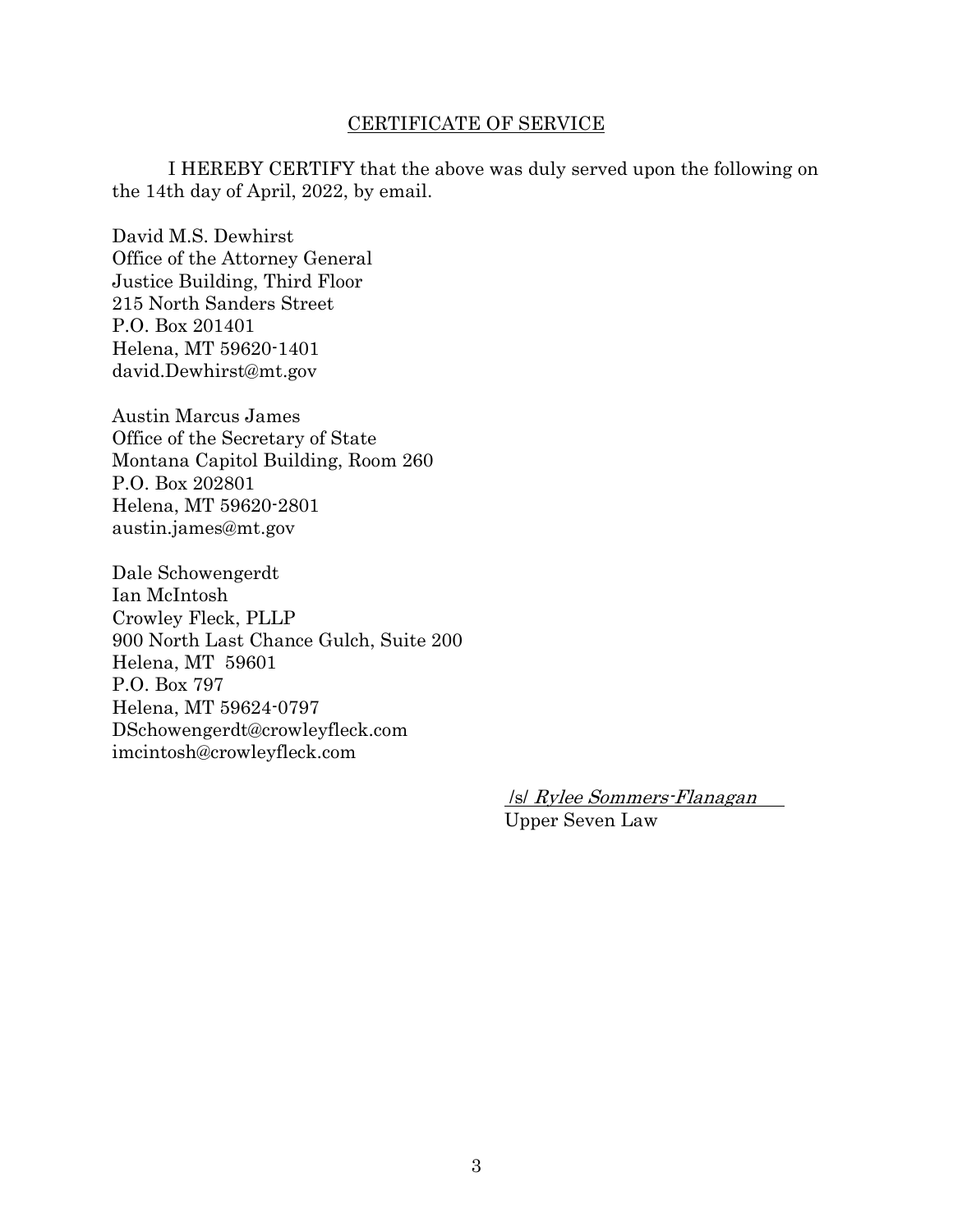<u>CERTIFICATE OF SERVICE</u>

I HEREBY CERTIFY that the above was duly served upon the following on the 14th day of April, 2022, by email.

David M.S. Dewhirst
Office of the Attorney General
Justice Building, Third Floor
215 North Sanders Street
P.O. Box 201401
Helena, MT 59620-1401
david.Dewhirst@mt.gov

Austin Marcus James
Office of the Secretary of State
Montana Capitol Building, Room 260
P.O. Box 202801
Helena, MT 59620-2801
austin.james@mt.gov

Dale Schowengerdt
Ian McIntosh
Crowley Fleck, PLLP
900 North Last Chance Gulch, Suite 200
Helena, MT 59601
P.O. Box 797
Helena, MT 59624-0797
DSchowengerdt@crowleyfleck.com
imcintosh@crowleyfleck.com

/s/ *Rylee Sommers-Flanagan*
Upper Seven Law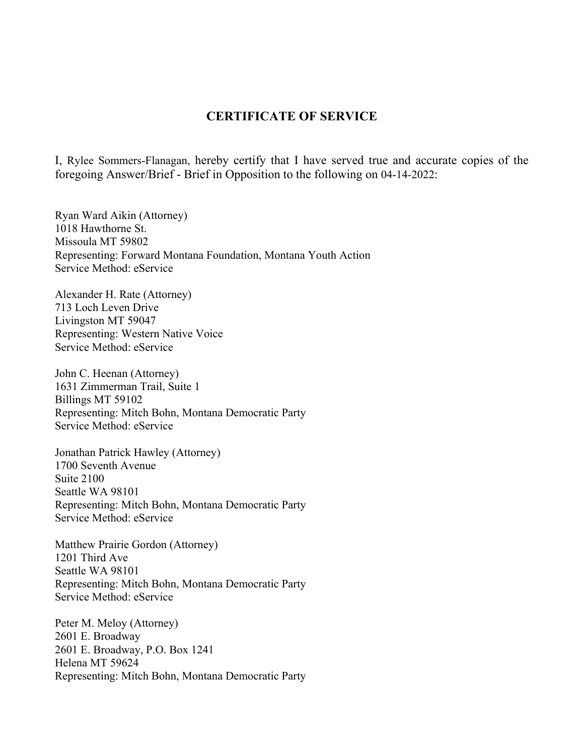## CERTIFICATE OF SERVICE

I, Rylee Sommers-Flanagan, hereby certify that I have served true and accurate copies of the foregoing Answer/Brief - Brief in Opposition to the following on 04-14-2022:

Ryan Ward Aikin (Attorney)
1018 Hawthorne St.
Missoula MT 59802
Representing: Forward Montana Foundation, Montana Youth Action
Service Method: eService

Alexander H. Rate (Attorney)
713 Loch Leven Drive
Livingston MT 59047
Representing: Western Native Voice
Service Method: eService

John C. Heenan (Attorney)
1631 Zimmerman Trail, Suite 1
Billings MT 59102
Representing: Mitch Bohn, Montana Democratic Party
Service Method: eService

Jonathan Patrick Hawley (Attorney)
1700 Seventh Avenue
Suite 2100
Seattle WA 98101
Representing: Mitch Bohn, Montana Democratic Party
Service Method: eService

Matthew Prairie Gordon (Attorney)
1201 Third Ave
Seattle WA 98101
Representing: Mitch Bohn, Montana Democratic Party
Service Method: eService

Peter M. Meloy (Attorney)
2601 E. Broadway
2601 E. Broadway, P.O. Box 1241
Helena MT 59624
Representing: Mitch Bohn, Montana Democratic Party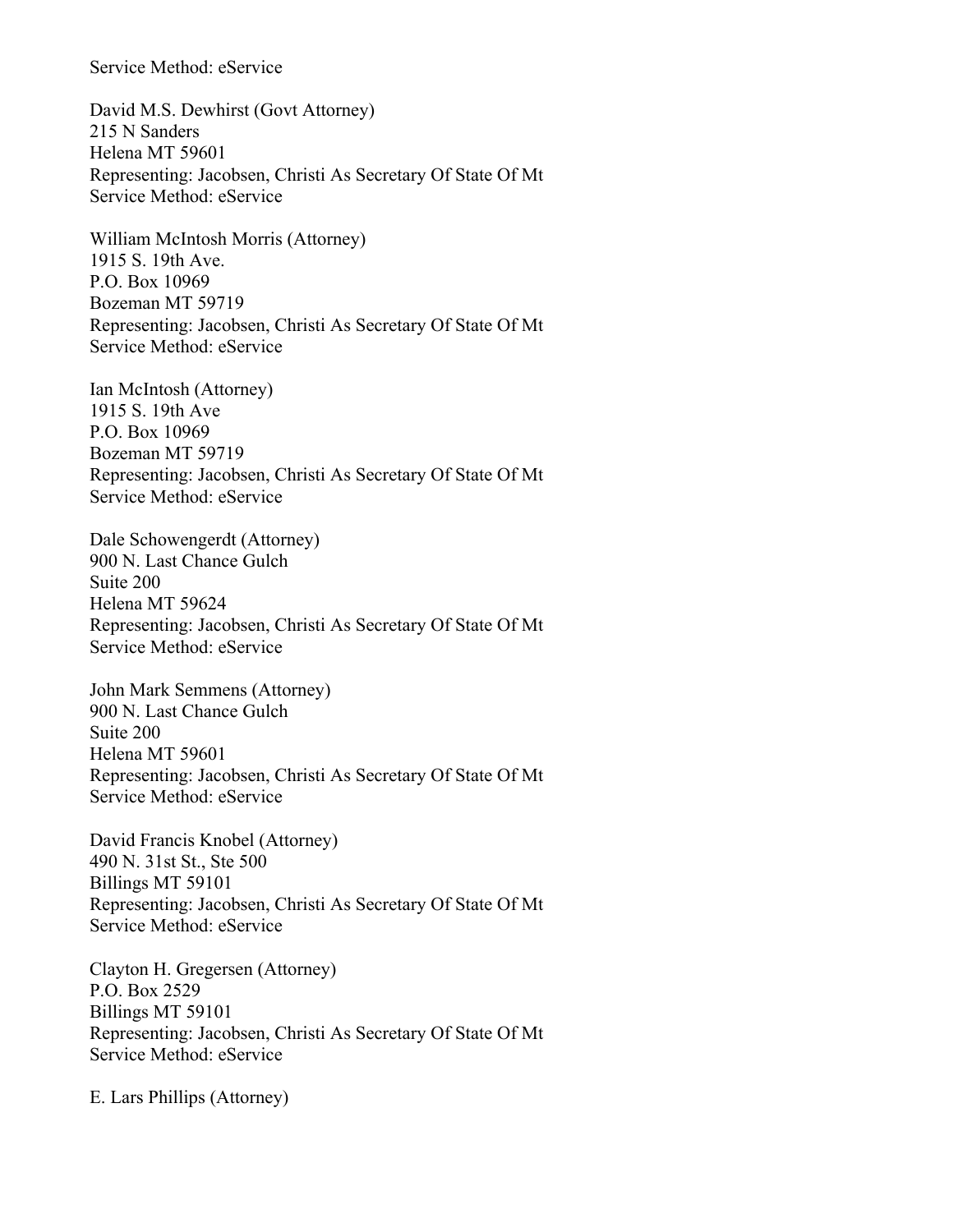Service Method: eService

David M.S. Dewhirst (Govt Attorney)
215 N Sanders
Helena MT 59601
Representing: Jacobsen, Christi As Secretary Of State Of Mt
Service Method: eService

William McIntosh Morris (Attorney)
1915 S. 19th Ave.
P.O. Box 10969
Bozeman MT 59719
Representing: Jacobsen, Christi As Secretary Of State Of Mt
Service Method: eService

Ian McIntosh (Attorney)
1915 S. 19th Ave
P.O. Box 10969
Bozeman MT 59719
Representing: Jacobsen, Christi As Secretary Of State Of Mt
Service Method: eService

Dale Schowengerdt (Attorney)
900 N. Last Chance Gulch
Suite 200
Helena MT 59624
Representing: Jacobsen, Christi As Secretary Of State Of Mt
Service Method: eService

John Mark Semmens (Attorney)
900 N. Last Chance Gulch
Suite 200
Helena MT 59601
Representing: Jacobsen, Christi As Secretary Of State Of Mt
Service Method: eService

David Francis Knobel (Attorney)
490 N. 31st St., Ste 500
Billings MT 59101
Representing: Jacobsen, Christi As Secretary Of State Of Mt
Service Method: eService

Clayton H. Gregersen (Attorney)
P.O. Box 2529
Billings MT 59101
Representing: Jacobsen, Christi As Secretary Of State Of Mt
Service Method: eService

E. Lars Phillips (Attorney)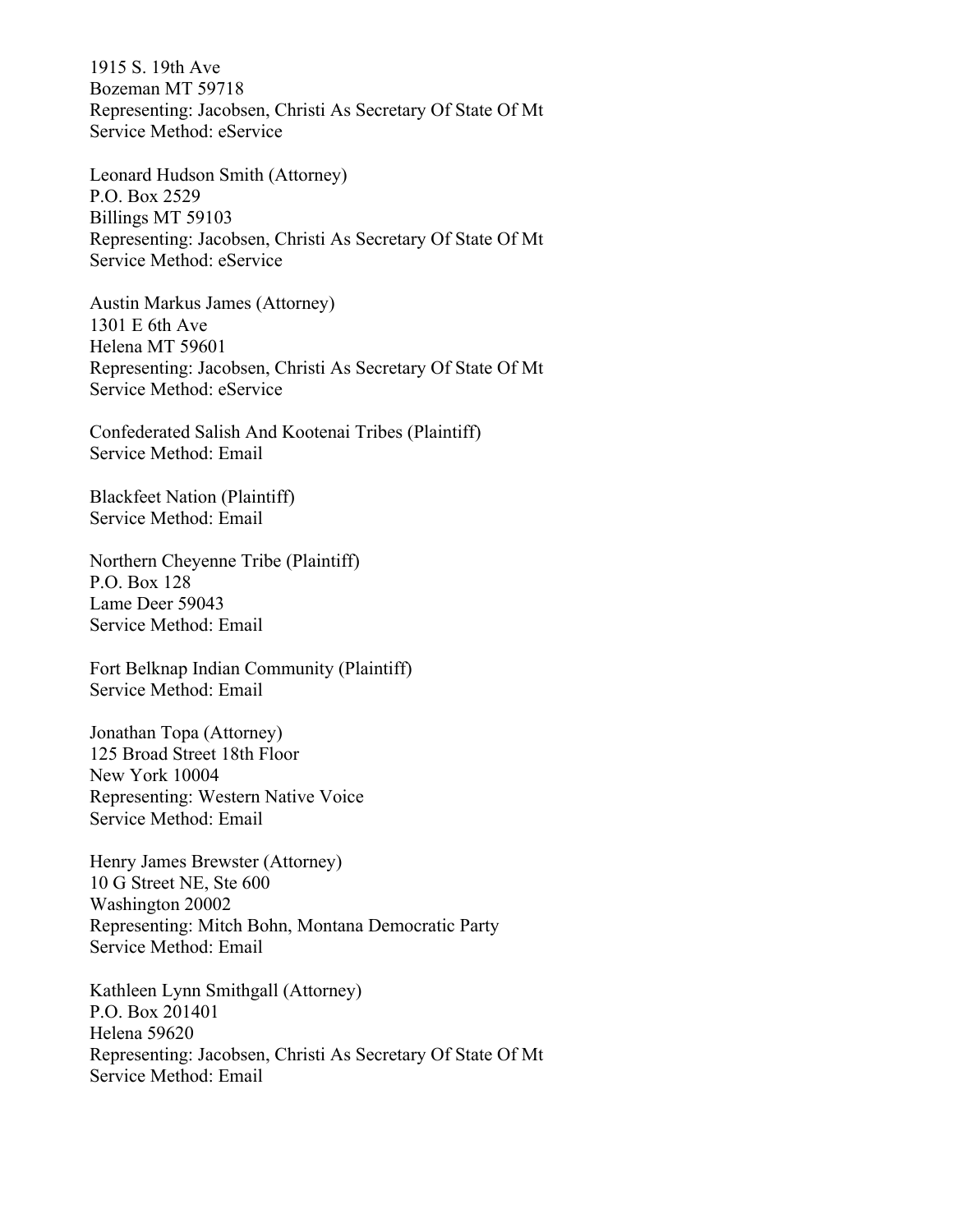1915 S. 19th Ave
Bozeman MT 59718
Representing: Jacobsen, Christi As Secretary Of State Of Mt
Service Method: eService

Leonard Hudson Smith (Attorney)
P.O. Box 2529
Billings MT 59103
Representing: Jacobsen, Christi As Secretary Of State Of Mt
Service Method: eService

Austin Markus James (Attorney)
1301 E 6th Ave
Helena MT 59601
Representing: Jacobsen, Christi As Secretary Of State Of Mt
Service Method: eService

Confederated Salish And Kootenai Tribes (Plaintiff)
Service Method: Email

Blackfeet Nation (Plaintiff)
Service Method: Email

Northern Cheyenne Tribe (Plaintiff)
P.O. Box 128
Lame Deer 59043
Service Method: Email

Fort Belknap Indian Community (Plaintiff)
Service Method: Email

Jonathan Topa (Attorney)
125 Broad Street 18th Floor
New York 10004
Representing: Western Native Voice
Service Method: Email

Henry James Brewster (Attorney)
10 G Street NE, Ste 600
Washington 20002
Representing: Mitch Bohn, Montana Democratic Party
Service Method: Email

Kathleen Lynn Smithgall (Attorney)
P.O. Box 201401
Helena 59620
Representing: Jacobsen, Christi As Secretary Of State Of Mt
Service Method: Email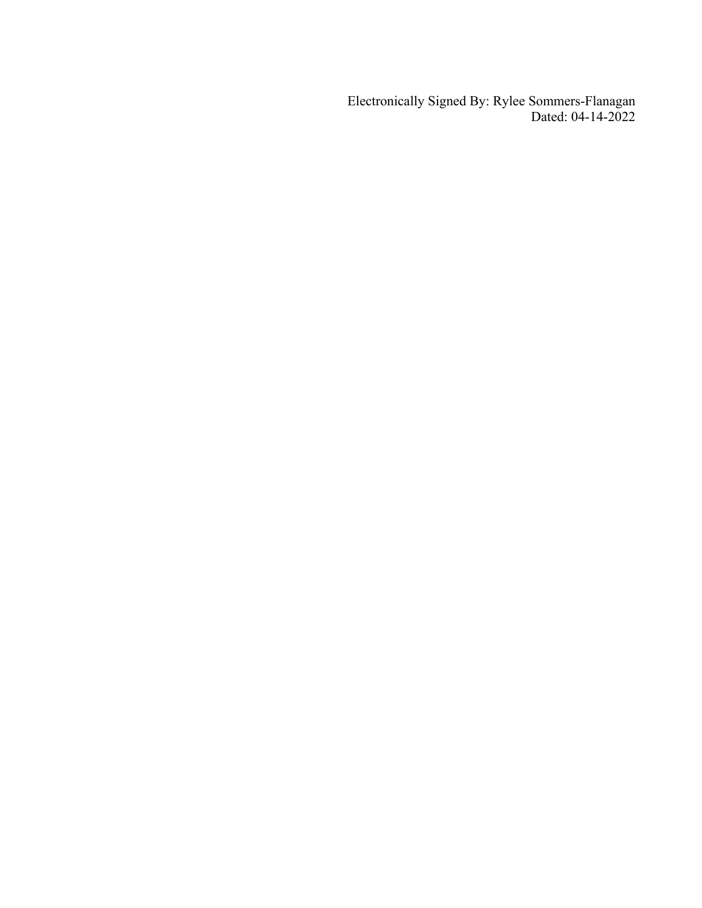Electronically Signed By: Rylee Sommers-Flanagan
Dated: 04-14-2022